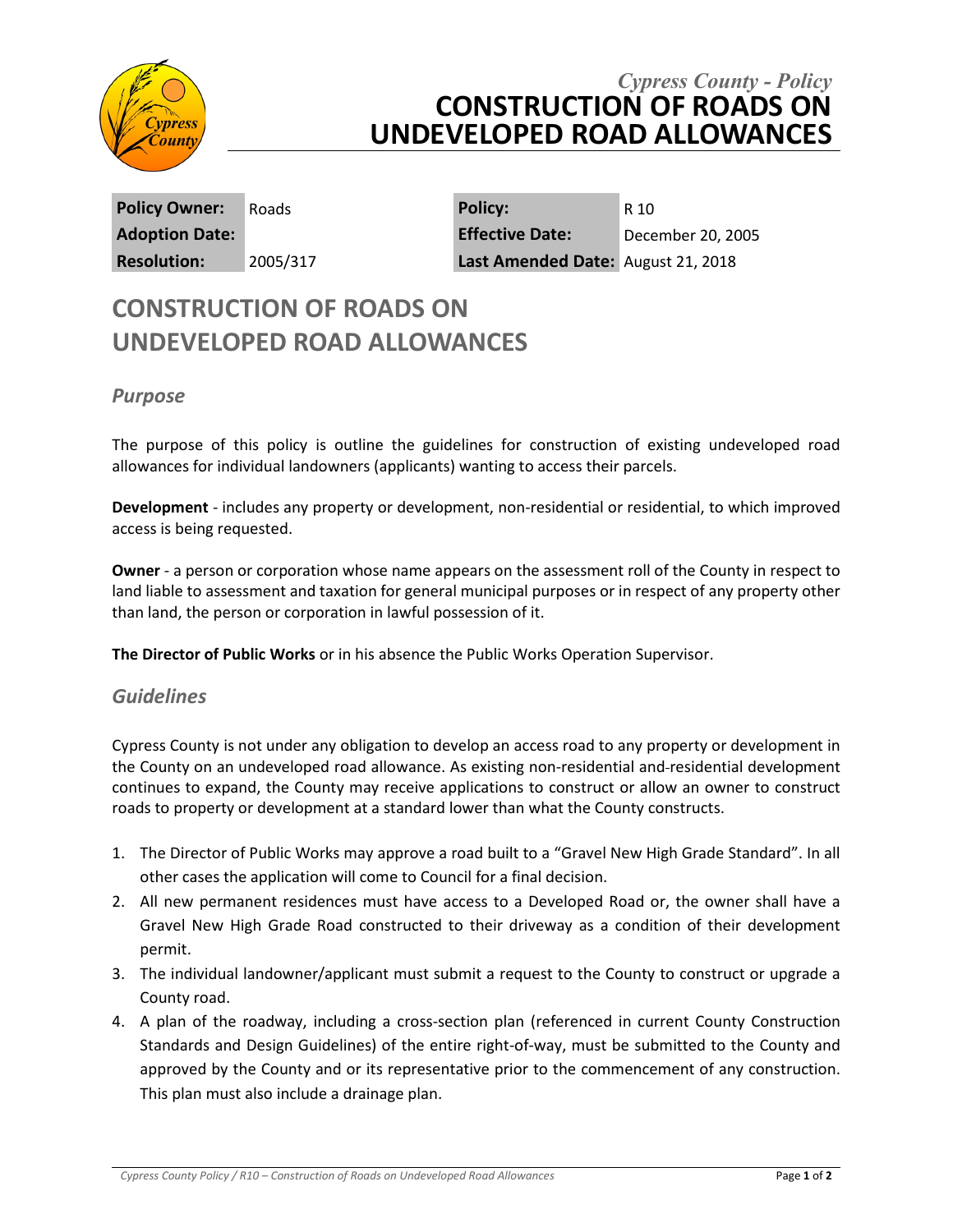*Cypress County - Policy*

# CONSTRUCTION OF ROADS ON UNDEVELOPED ROAD ALLOWANCES

| | | | |
|---|---|---|---|
| **Policy Owner:** | Roads | **Policy:** | R 10 |
| **Adoption Date:** | | **Effective Date:** | December 20, 2005 |
| **Resolution:** | 2005/317 | **Last Amended Date:** | August 21, 2018 |

## CONSTRUCTION OF ROADS ON UNDEVELOPED ROAD ALLOWANCES

### *Purpose*

The purpose of this policy is outline the guidelines for construction of existing undeveloped road allowances for individual landowners (applicants) wanting to access their parcels.

**Development** - includes any property or development, non-residential or residential, to which improved access is being requested.

**Owner** - a person or corporation whose name appears on the assessment roll of the County in respect to land liable to assessment and taxation for general municipal purposes or in respect of any property other than land, the person or corporation in lawful possession of it.

**The Director of Public Works** or in his absence the Public Works Operation Supervisor.

### *Guidelines*

Cypress County is not under any obligation to develop an access road to any property or development in the County on an undeveloped road allowance. As existing non-residential and residential development continues to expand, the County may receive applications to construct or allow an owner to construct roads to property or development at a standard lower than what the County constructs.

1. The Director of Public Works may approve a road built to a "Gravel New High Grade Standard". In all other cases the application will come to Council for a final decision.
2. All new permanent residences must have access to a Developed Road or, the owner shall have a Gravel New High Grade Road constructed to their driveway as a condition of their development permit.
3. The individual landowner/applicant must submit a request to the County to construct or upgrade a County road.
4. A plan of the roadway, including a cross-section plan (referenced in current County Construction Standards and Design Guidelines) of the entire right-of-way, must be submitted to the County and approved by the County and or its representative prior to the commencement of any construction. This plan must also include a drainage plan.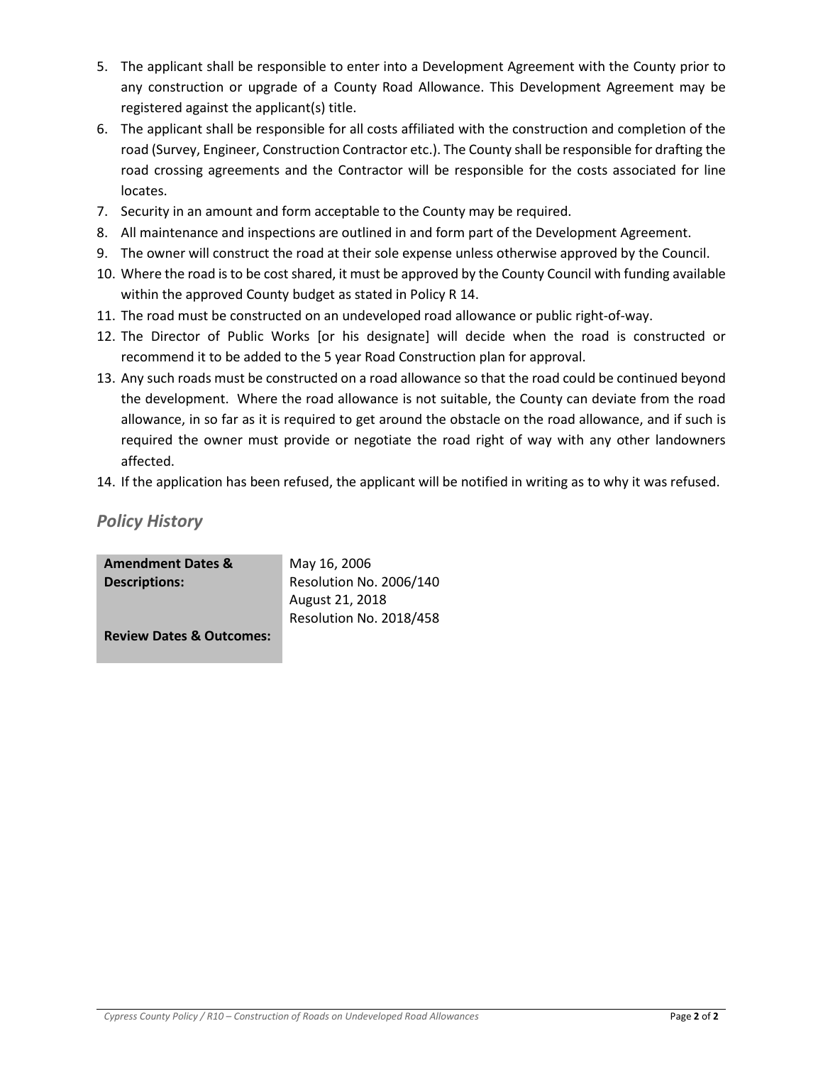5. The applicant shall be responsible to enter into a Development Agreement with the County prior to any construction or upgrade of a County Road Allowance. This Development Agreement may be registered against the applicant(s) title.
6. The applicant shall be responsible for all costs affiliated with the construction and completion of the road (Survey, Engineer, Construction Contractor etc.). The County shall be responsible for drafting the road crossing agreements and the Contractor will be responsible for the costs associated for line locates.
7. Security in an amount and form acceptable to the County may be required.
8. All maintenance and inspections are outlined in and form part of the Development Agreement.
9. The owner will construct the road at their sole expense unless otherwise approved by the Council.
10. Where the road is to be cost shared, it must be approved by the County Council with funding available within the approved County budget as stated in Policy R 14.
11. The road must be constructed on an undeveloped road allowance or public right-of-way.
12. The Director of Public Works [or his designate] will decide when the road is constructed or recommend it to be added to the 5 year Road Construction plan for approval.
13. Any such roads must be constructed on a road allowance so that the road could be continued beyond the development. Where the road allowance is not suitable, the County can deviate from the road allowance, in so far as it is required to get around the obstacle on the road allowance, and if such is required the owner must provide or negotiate the road right of way with any other landowners affected.
14. If the application has been refused, the applicant will be notified in writing as to why it was refused.

## *Policy History*

| | |
|---|---|
| **Amendment Dates & Descriptions:** | May 16, 2006<br>Resolution No. 2006/140<br>August 21, 2018<br>Resolution No. 2018/458 |
| **Review Dates & Outcomes:** | |